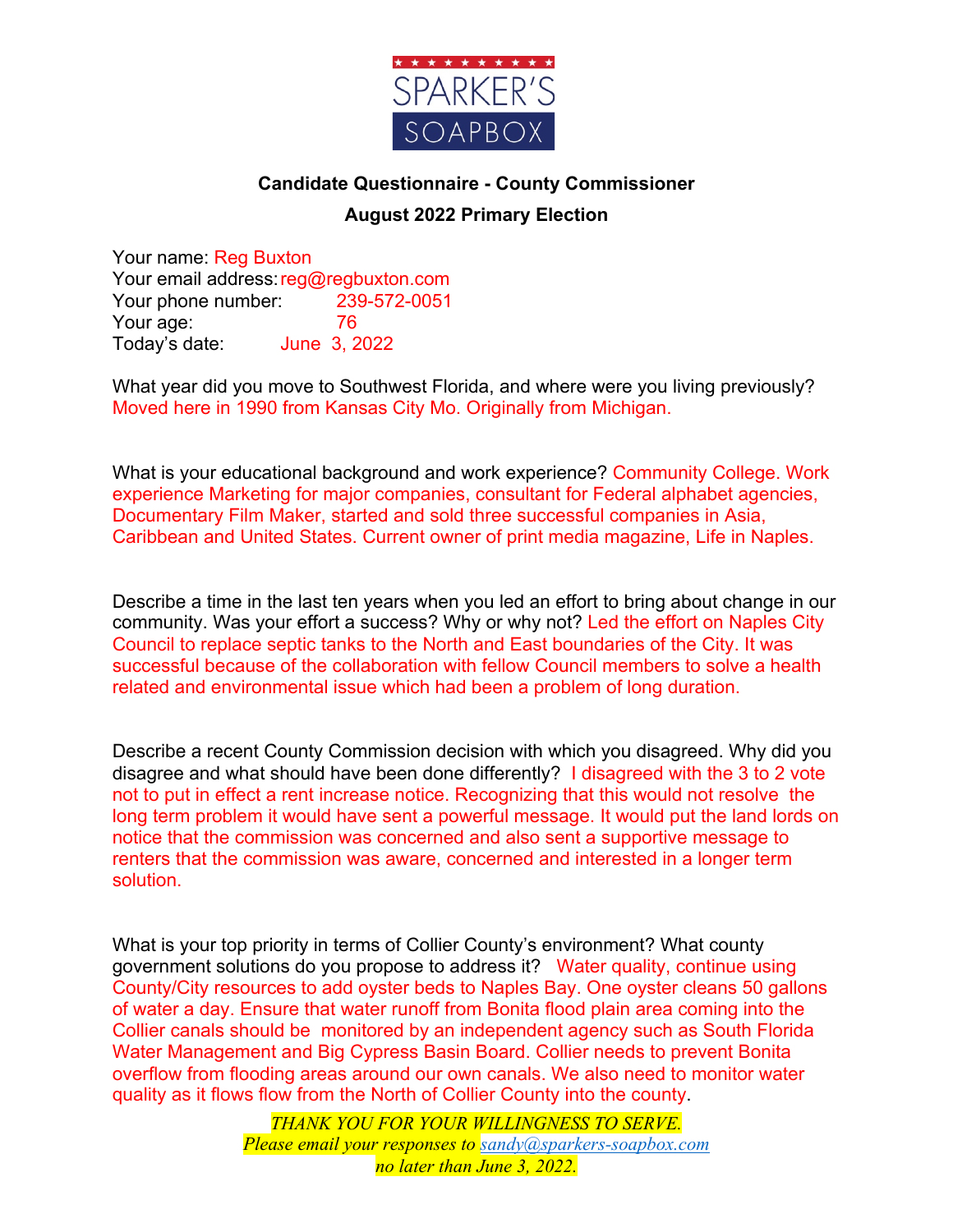SPARKER'S SOAPBOX

**Candidate Questionnaire - County Commissioner**

**August 2022 Primary Election**

Your name: Reg Buxton
Your email address: reg@regbuxton.com
Your phone number: 239-572-0051
Your age: 76
Today's date: June 3, 2022

What year did you move to Southwest Florida, and where were you living previously? Moved here in 1990 from Kansas City Mo. Originally from Michigan.

What is your educational background and work experience? Community College. Work experience Marketing for major companies, consultant for Federal alphabet agencies, Documentary Film Maker, started and sold three successful companies in Asia, Caribbean and United States. Current owner of print media magazine, Life in Naples.

Describe a time in the last ten years when you led an effort to bring about change in our community. Was your effort a success? Why or why not? Led the effort on Naples City Council to replace septic tanks to the North and East boundaries of the City. It was successful because of the collaboration with fellow Council members to solve a health related and environmental issue which had been a problem of long duration.

Describe a recent County Commission decision with which you disagreed. Why did you disagree and what should have been done differently? I disagreed with the 3 to 2 vote not to put in effect a rent increase notice. Recognizing that this would not resolve the long term problem it would have sent a powerful message. It would put the land lords on notice that the commission was concerned and also sent a supportive message to renters that the commission was aware, concerned and interested in a longer term solution.

What is your top priority in terms of Collier County's environment? What county government solutions do you propose to address it? Water quality, continue using County/City resources to add oyster beds to Naples Bay. One oyster cleans 50 gallons of water a day. Ensure that water runoff from Bonita flood plain area coming into the Collier canals should be monitored by an independent agency such as South Florida Water Management and Big Cypress Basin Board. Collier needs to prevent Bonita overflow from flooding areas around our own canals. We also need to monitor water quality as it flows flow from the North of Collier County into the county.

*THANK YOU FOR YOUR WILLINGNESS TO SERVE.*
*Please email your responses to sandy@sparkers-soapbox.com*
*no later than June 3, 2022.*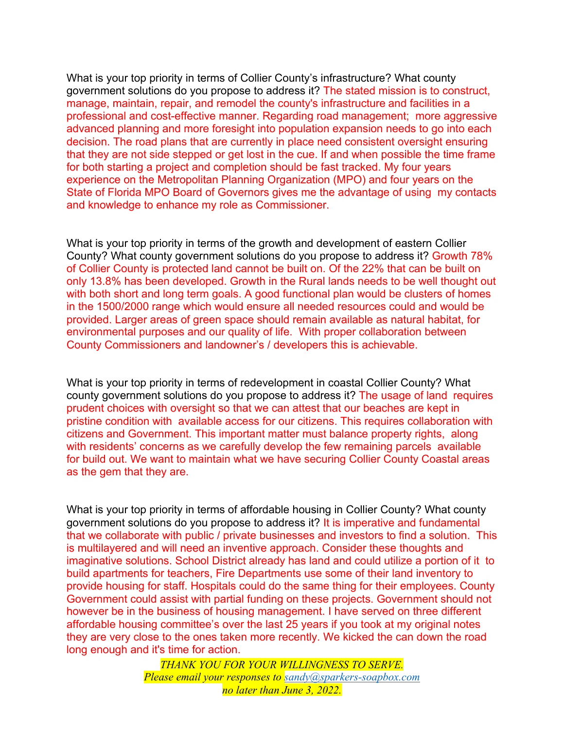What is your top priority in terms of Collier County's infrastructure? What county government solutions do you propose to address it? The stated mission is to construct, manage, maintain, repair, and remodel the county's infrastructure and facilities in a professional and cost-effective manner. Regarding road management;  more aggressive advanced planning and more foresight into population expansion needs to go into each decision. The road plans that are currently in place need consistent oversight ensuring that they are not side stepped or get lost in the cue. If and when possible the time frame for both starting a project and completion should be fast tracked. My four years experience on the Metropolitan Planning Organization (MPO) and four years on the State of Florida MPO Board of Governors gives me the advantage of using  my contacts and knowledge to enhance my role as Commissioner.

What is your top priority in terms of the growth and development of eastern Collier County? What county government solutions do you propose to address it? Growth 78% of Collier County is protected land cannot be built on. Of the 22% that can be built on only 13.8% has been developed. Growth in the Rural lands needs to be well thought out with both short and long term goals. A good functional plan would be clusters of homes in the 1500/2000 range which would ensure all needed resources could and would be provided. Larger areas of green space should remain available as natural habitat, for environmental purposes and our quality of life.  With proper collaboration between County Commissioners and landowner's / developers this is achievable.

What is your top priority in terms of redevelopment in coastal Collier County? What county government solutions do you propose to address it? The usage of land  requires prudent choices with oversight so that we can attest that our beaches are kept in pristine condition with  available access for our citizens. This requires collaboration with citizens and Government. This important matter must balance property rights,  along with residents' concerns as we carefully develop the few remaining parcels  available for build out. We want to maintain what we have securing Collier County Coastal areas as the gem that they are.

What is your top priority in terms of affordable housing in Collier County? What county government solutions do you propose to address it? It is imperative and fundamental that we collaborate with public / private businesses and investors to find a solution.  This is multilayered and will need an inventive approach. Consider these thoughts and imaginative solutions. School District already has land and could utilize a portion of it  to build apartments for teachers, Fire Departments use some of their land inventory to provide housing for staff. Hospitals could do the same thing for their employees. County Government could assist with partial funding on these projects. Government should not however be in the business of housing management. I have served on three different affordable housing committee's over the last 25 years if you took at my original notes they are very close to the ones taken more recently. We kicked the can down the road long enough and it's time for action.

*THANK YOU FOR YOUR WILLINGNESS TO SERVE.*
*Please email your responses to sandy@sparkers-soapbox.com*
*no later than June 3, 2022.*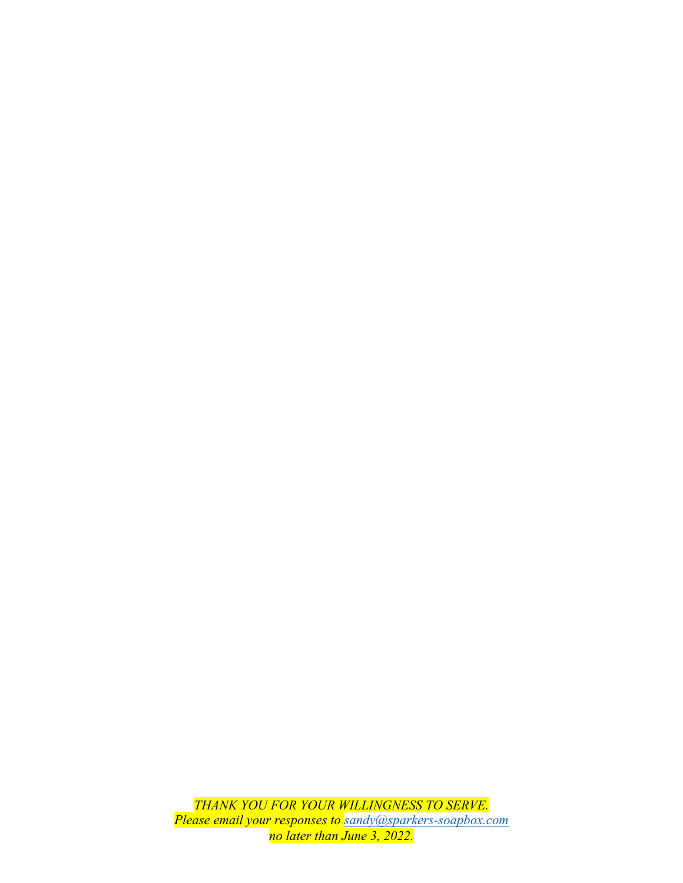*THANK YOU FOR YOUR WILLINGNESS TO SERVE.*
*Please email your responses to [sandy@sparkers-soapbox.com](mailto:sandy@sparkers-soapbox.com)*
*no later than June 3, 2022.*